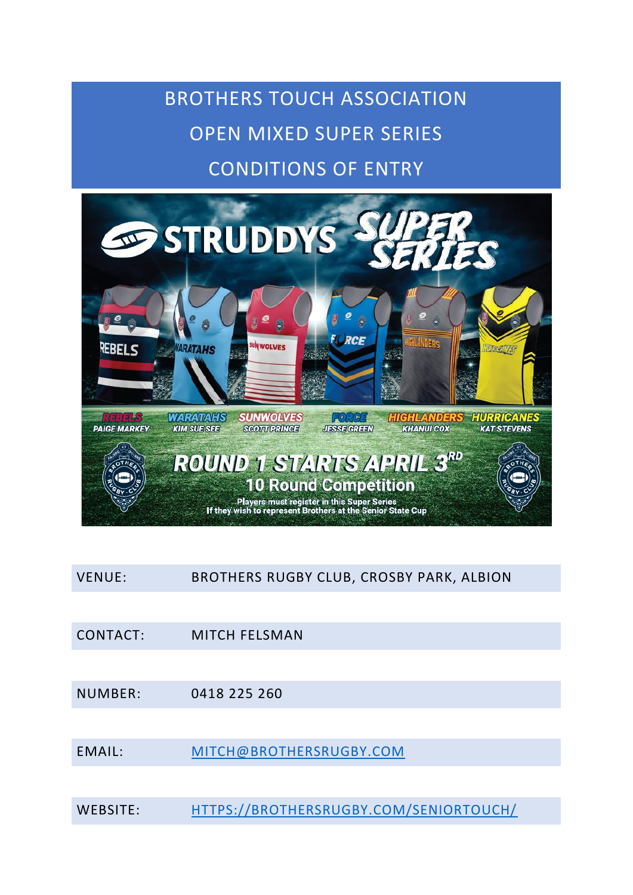# BROTHERS TOUCH ASSOCIATION
# OPEN MIXED SUPER SERIES
# CONDITIONS OF ENTRY

STRUDDYS SUPER SERIES

REBELS – PAIGE MARKEY
WARATAHS – KIM SUE SEE
SUNWOLVES – SCOTT PRINCE
FORCE – JESSE GREEN
HIGHLANDERS – KHANUI COX
HURRICANES – KAT STEVENS

ROUND 1 STARTS APRIL 3RD
10 Round Competition
Players must register in this Super Series
If they wish to represent Brothers at the Senior State Cup

| | |
|---|---|
| VENUE: | BROTHERS RUGBY CLUB, CROSBY PARK, ALBION |
| CONTACT: | MITCH FELSMAN |
| NUMBER: | 0418 225 260 |
| EMAIL: | [MITCH@BROTHERSRUGBY.COM](mailto:MITCH@BROTHERSRUGBY.COM) |
| WEBSITE: | [HTTPS://BROTHERSRUGBY.COM/SENIORTOUCH/](HTTPS://BROTHERSRUGBY.COM/SENIORTOUCH/) |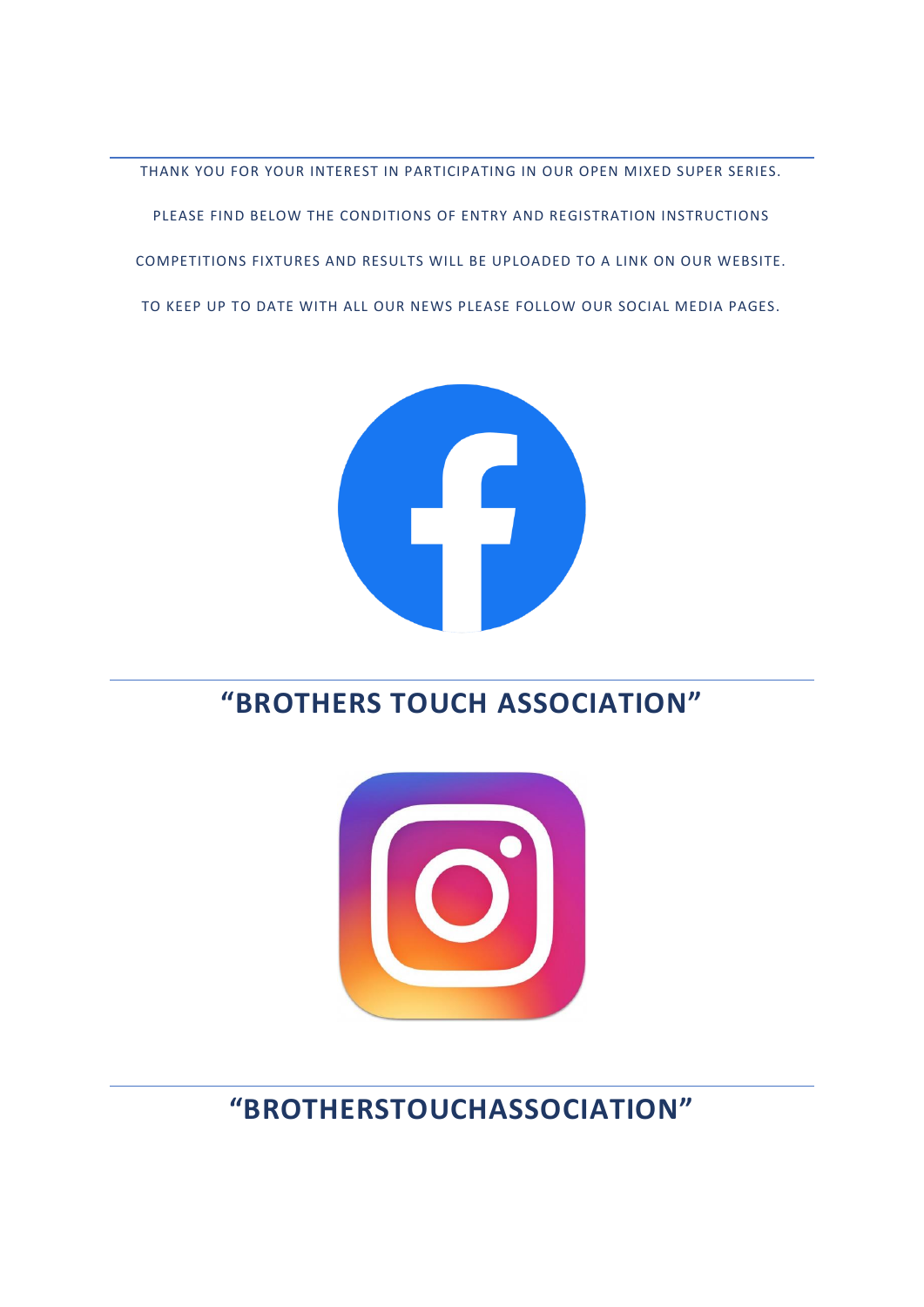THANK YOU FOR YOUR INTEREST IN PARTICIPATING IN OUR OPEN MIXED SUPER SERIES.

PLEASE FIND BELOW THE CONDITIONS OF ENTRY AND REGISTRATION INSTRUCTIONS

COMPETITIONS FIXTURES AND RESULTS WILL BE UPLOADED TO A LINK ON OUR WEBSITE.

TO KEEP UP TO DATE WITH ALL OUR NEWS PLEASE FOLLOW OUR SOCIAL MEDIA PAGES.

## "BROTHERS TOUCH ASSOCIATION"

## "BROTHERSTOUCHASSOCIATION"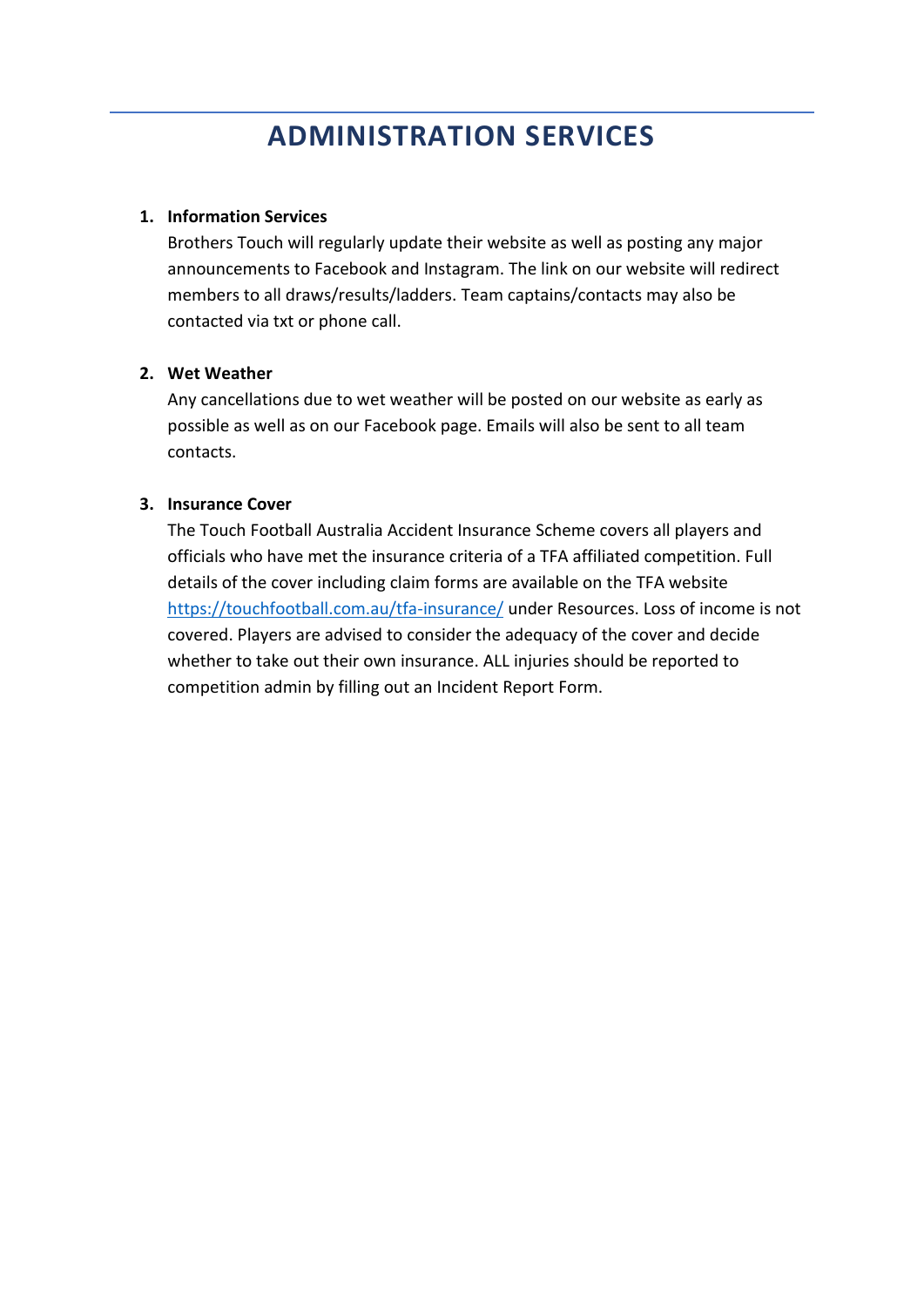# ADMINISTRATION SERVICES

1. **Information Services**
   Brothers Touch will regularly update their website as well as posting any major announcements to Facebook and Instagram. The link on our website will redirect members to all draws/results/ladders. Team captains/contacts may also be contacted via txt or phone call.

2. **Wet Weather**
   Any cancellations due to wet weather will be posted on our website as early as possible as well as on our Facebook page. Emails will also be sent to all team contacts.

3. **Insurance Cover**
   The Touch Football Australia Accident Insurance Scheme covers all players and officials who have met the insurance criteria of a TFA affiliated competition. Full details of the cover including claim forms are available on the TFA website [https://touchfootball.com.au/tfa-insurance/](https://touchfootball.com.au/tfa-insurance/) under Resources. Loss of income is not covered. Players are advised to consider the adequacy of the cover and decide whether to take out their own insurance. ALL injuries should be reported to competition admin by filling out an Incident Report Form.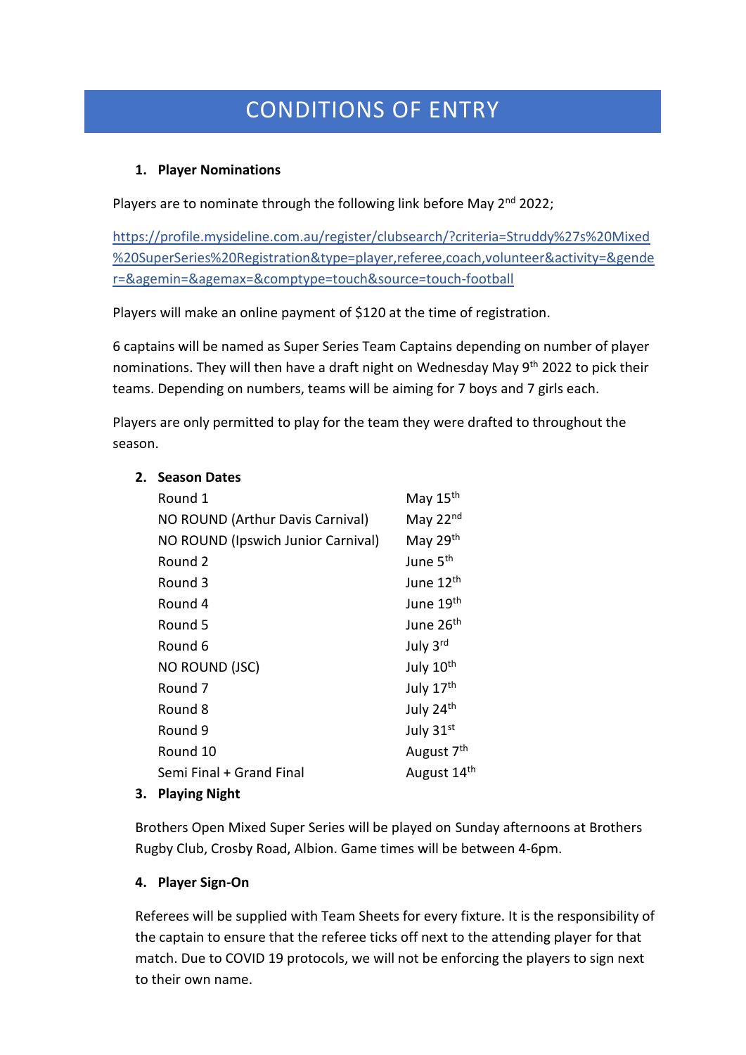# CONDITIONS OF ENTRY

1. **Player Nominations**

Players are to nominate through the following link before May 2nd 2022;

https://profile.mysideline.com.au/register/clubsearch/?criteria=Struddy%27s%20Mixed%20SuperSeries%20Registration&type=player,referee,coach,volunteer&activity=&gender=&agemin=&agemax=&comptype=touch&source=touch-football

Players will make an online payment of $120 at the time of registration.

6 captains will be named as Super Series Team Captains depending on number of player nominations. They will then have a draft night on Wednesday May 9th 2022 to pick their teams. Depending on numbers, teams will be aiming for 7 boys and 7 girls each.

Players are only permitted to play for the team they were drafted to throughout the season.

2. **Season Dates**

| | |
|---|---|
| Round 1 | May 15th |
| NO ROUND (Arthur Davis Carnival) | May 22nd |
| NO ROUND (Ipswich Junior Carnival) | May 29th |
| Round 2 | June 5th |
| Round 3 | June 12th |
| Round 4 | June 19th |
| Round 5 | June 26th |
| Round 6 | July 3rd |
| NO ROUND (JSC) | July 10th |
| Round 7 | July 17th |
| Round 8 | July 24th |
| Round 9 | July 31st |
| Round 10 | August 7th |
| Semi Final + Grand Final | August 14th |

3. **Playing Night**

Brothers Open Mixed Super Series will be played on Sunday afternoons at Brothers Rugby Club, Crosby Road, Albion. Game times will be between 4-6pm.

4. **Player Sign-On**

Referees will be supplied with Team Sheets for every fixture. It is the responsibility of the captain to ensure that the referee ticks off next to the attending player for that match. Due to COVID 19 protocols, we will not be enforcing the players to sign next to their own name.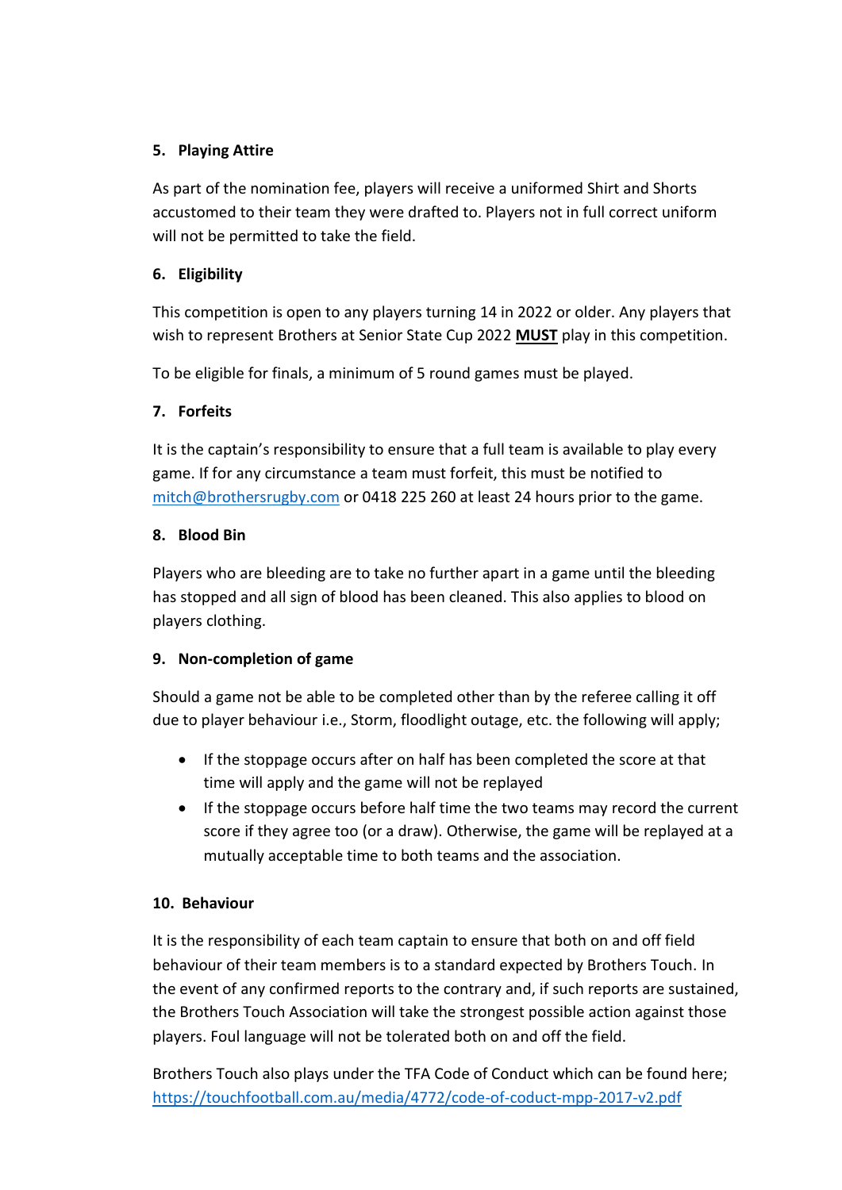**5. Playing Attire**

As part of the nomination fee, players will receive a uniformed Shirt and Shorts accustomed to their team they were drafted to. Players not in full correct uniform will not be permitted to take the field.

**6. Eligibility**

This competition is open to any players turning 14 in 2022 or older. Any players that wish to represent Brothers at Senior State Cup 2022 **MUST** play in this competition.

To be eligible for finals, a minimum of 5 round games must be played.

**7. Forfeits**

It is the captain's responsibility to ensure that a full team is available to play every game. If for any circumstance a team must forfeit, this must be notified to mitch@brothersrugby.com or 0418 225 260 at least 24 hours prior to the game.

**8. Blood Bin**

Players who are bleeding are to take no further apart in a game until the bleeding has stopped and all sign of blood has been cleaned. This also applies to blood on players clothing.

**9. Non-completion of game**

Should a game not be able to be completed other than by the referee calling it off due to player behaviour i.e., Storm, floodlight outage, etc. the following will apply;

- If the stoppage occurs after on half has been completed the score at that time will apply and the game will not be replayed
- If the stoppage occurs before half time the two teams may record the current score if they agree too (or a draw). Otherwise, the game will be replayed at a mutually acceptable time to both teams and the association.

**10. Behaviour**

It is the responsibility of each team captain to ensure that both on and off field behaviour of their team members is to a standard expected by Brothers Touch. In the event of any confirmed reports to the contrary and, if such reports are sustained, the Brothers Touch Association will take the strongest possible action against those players. Foul language will not be tolerated both on and off the field.

Brothers Touch also plays under the TFA Code of Conduct which can be found here; https://touchfootball.com.au/media/4772/code-of-coduct-mpp-2017-v2.pdf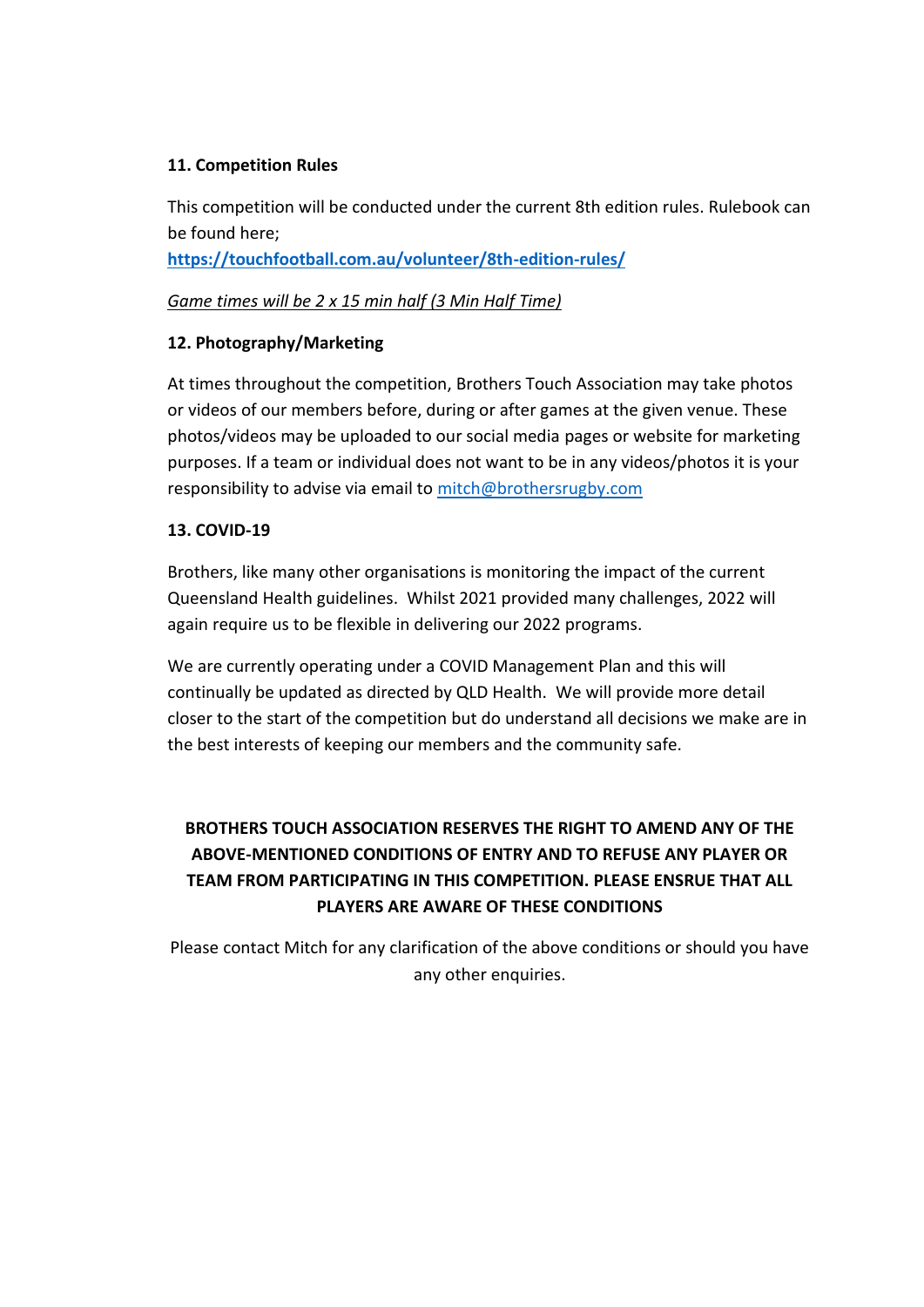**11. Competition Rules**

This competition will be conducted under the current 8th edition rules. Rulebook can be found here;
**https://touchfootball.com.au/volunteer/8th-edition-rules/**

*Game times will be 2 x 15 min half (3 Min Half Time)*

**12. Photography/Marketing**

At times throughout the competition, Brothers Touch Association may take photos or videos of our members before, during or after games at the given venue. These photos/videos may be uploaded to our social media pages or website for marketing purposes. If a team or individual does not want to be in any videos/photos it is your responsibility to advise via email to mitch@brothersrugby.com

**13. COVID-19**

Brothers, like many other organisations is monitoring the impact of the current Queensland Health guidelines. Whilst 2021 provided many challenges, 2022 will again require us to be flexible in delivering our 2022 programs.

We are currently operating under a COVID Management Plan and this will continually be updated as directed by QLD Health. We will provide more detail closer to the start of the competition but do understand all decisions we make are in the best interests of keeping our members and the community safe.

**BROTHERS TOUCH ASSOCIATION RESERVES THE RIGHT TO AMEND ANY OF THE ABOVE-MENTIONED CONDITIONS OF ENTRY AND TO REFUSE ANY PLAYER OR TEAM FROM PARTICIPATING IN THIS COMPETITION. PLEASE ENSRUE THAT ALL PLAYERS ARE AWARE OF THESE CONDITIONS**

Please contact Mitch for any clarification of the above conditions or should you have any other enquiries.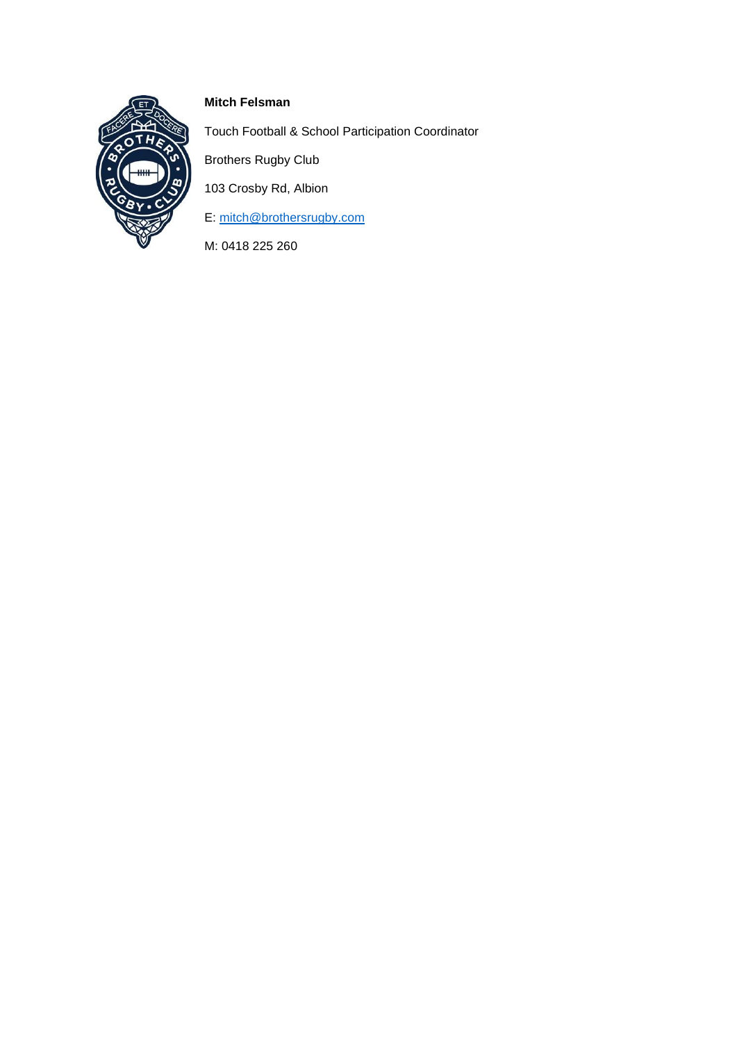**Mitch Felsman**

Touch Football & School Participation Coordinator

Brothers Rugby Club

103 Crosby Rd, Albion

E: mitch@brothersrugby.com

M: 0418 225 260